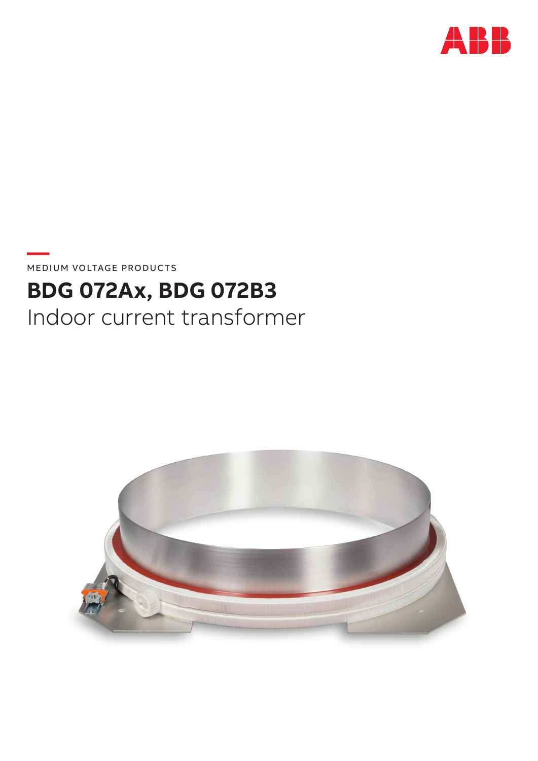MEDIUM VOLTAGE PRODUCTS

# BDG 072Ax, BDG 072B3

Indoor current transformer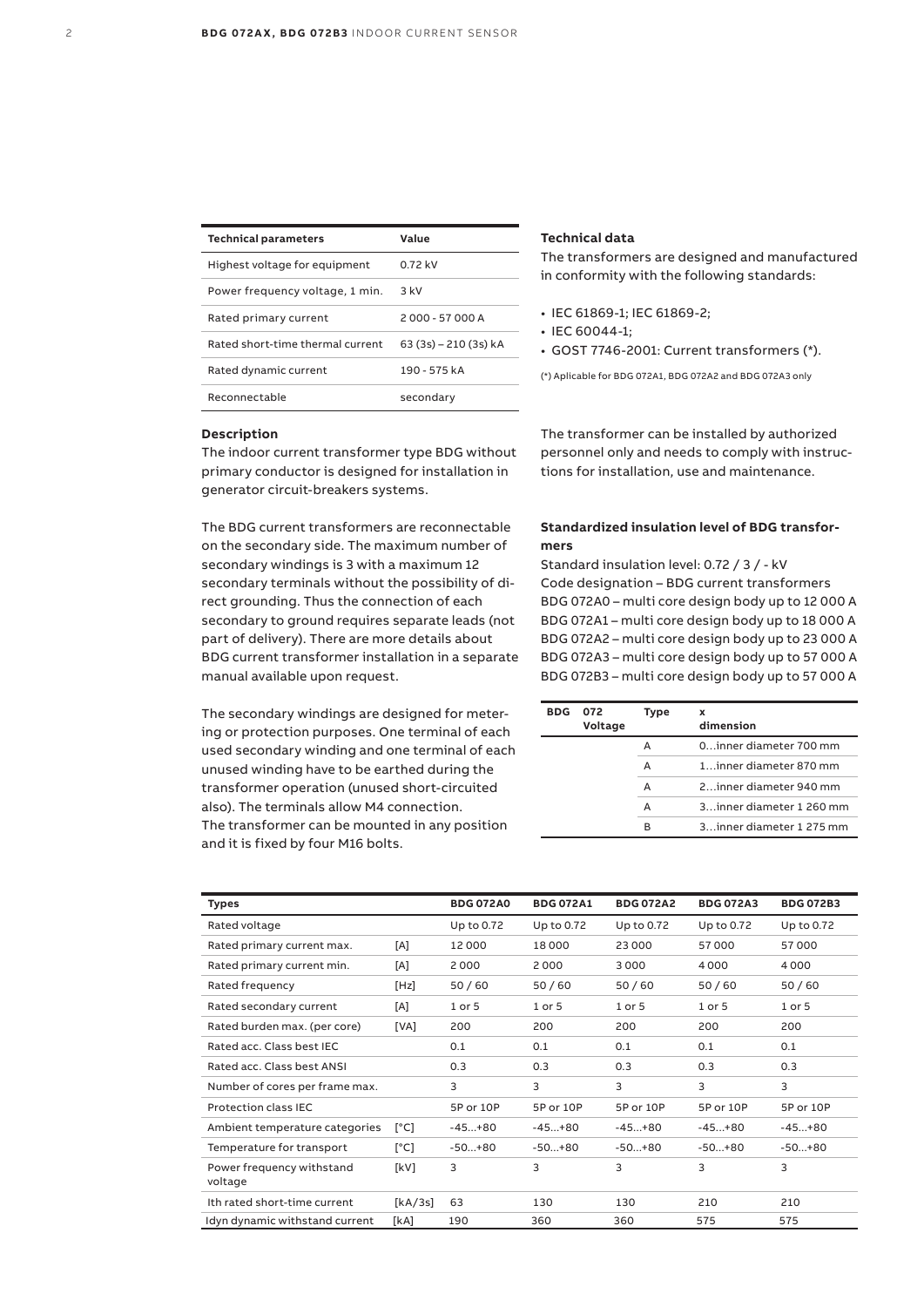| Technical parameters | Value |
|---|---|
| Highest voltage for equipment | 0.72 kV |
| Power frequency voltage, 1 min. | 3 kV |
| Rated primary current | 2 000 - 57 000 A |
| Rated short-time thermal current | 63 (3s) – 210 (3s) kA |
| Rated dynamic current | 190 - 575 kA |
| Reconnectable | secondary |

**Description**

The indoor current transformer type BDG without primary conductor is designed for installation in generator circuit-breakers systems.

The BDG current transformers are reconnectable on the secondary side. The maximum number of secondary windings is 3 with a maximum 12 secondary terminals without the possibility of direct grounding. Thus the connection of each secondary to ground requires separate leads (not part of delivery). There are more details about BDG current transformer installation in a separate manual available upon request.

The secondary windings are designed for metering or protection purposes. One terminal of each used secondary winding and one terminal of each unused winding have to be earthed during the transformer operation (unused short-circuited also). The terminals allow M4 connection.
The transformer can be mounted in any position and it is fixed by four M16 bolts.

**Technical data**

The transformers are designed and manufactured in conformity with the following standards:

- IEC 61869-1; IEC 61869-2;
- IEC 60044-1;
- GOST 7746-2001: Current transformers (*).

(*) Aplicable for BDG 072A1, BDG 072A2 and BDG 072A3 only

The transformer can be installed by authorized personnel only and needs to comply with instructions for installation, use and maintenance.

**Standardized insulation level of BDG transformers**

Standard insulation level: 0.72 / 3 / - kV
Code designation – BDG current transformers
BDG 072A0 – multi core design body up to 12 000 A
BDG 072A1 – multi core design body up to 18 000 A
BDG 072A2 – multi core design body up to 23 000 A
BDG 072A3 – multi core design body up to 57 000 A
BDG 072B3 – multi core design body up to 57 000 A

| BDG | 072 Voltage | Type | x dimension |
|---|---|---|---|
| | | A | 0…inner diameter 700 mm |
| | | A | 1…inner diameter 870 mm |
| | | A | 2…inner diameter 940 mm |
| | | A | 3…inner diameter 1 260 mm |
| | | B | 3…inner diameter 1 275 mm |

| Types | | BDG 072A0 | BDG 072A1 | BDG 072A2 | BDG 072A3 | BDG 072B3 |
|---|---|---|---|---|---|---|
| Rated voltage | | Up to 0.72 | Up to 0.72 | Up to 0.72 | Up to 0.72 | Up to 0.72 |
| Rated primary current max. | [A] | 12 000 | 18 000 | 23 000 | 57 000 | 57 000 |
| Rated primary current min. | [A] | 2 000 | 2 000 | 3 000 | 4 000 | 4 000 |
| Rated frequency | [Hz] | 50 / 60 | 50 / 60 | 50 / 60 | 50 / 60 | 50 / 60 |
| Rated secondary current | [A] | 1 or 5 | 1 or 5 | 1 or 5 | 1 or 5 | 1 or 5 |
| Rated burden max. (per core) | [VA] | 200 | 200 | 200 | 200 | 200 |
| Rated acc. Class best IEC | | 0.1 | 0.1 | 0.1 | 0.1 | 0.1 |
| Rated acc. Class best ANSI | | 0.3 | 0.3 | 0.3 | 0.3 | 0.3 |
| Number of cores per frame max. | | 3 | 3 | 3 | 3 | 3 |
| Protection class IEC | | 5P or 10P | 5P or 10P | 5P or 10P | 5P or 10P | 5P or 10P |
| Ambient temperature categories | [°C] | -45…+80 | -45…+80 | -45…+80 | -45…+80 | -45…+80 |
| Temperature for transport | [°C] | -50…+80 | -50…+80 | -50…+80 | -50…+80 | -50…+80 |
| Power frequency withstand voltage | [kV] | 3 | 3 | 3 | 3 | 3 |
| Ith rated short-time current | [kA/3s] | 63 | 130 | 130 | 210 | 210 |
| Idyn dynamic withstand current | [kA] | 190 | 360 | 360 | 575 | 575 |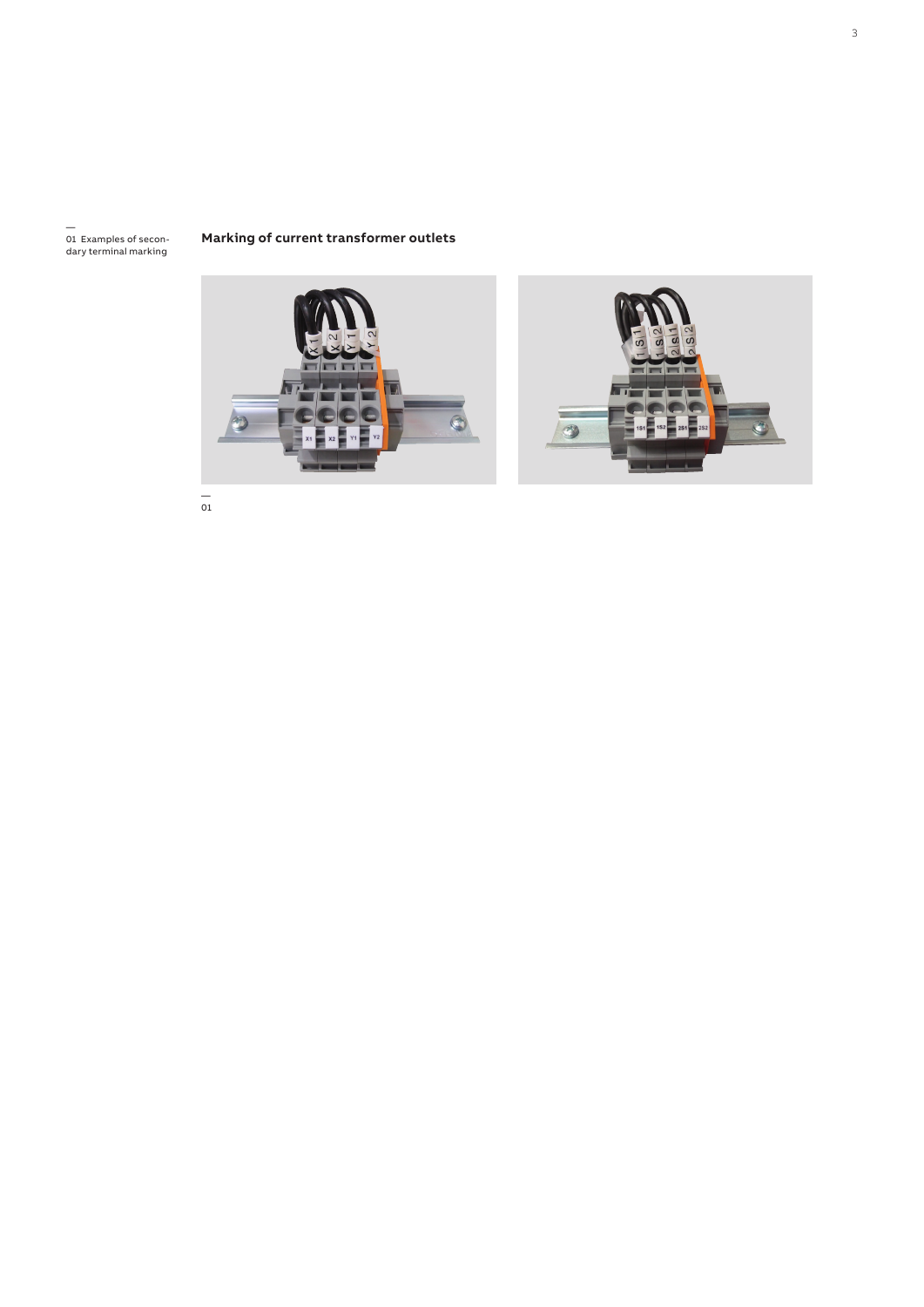## Marking of current transformer outlets

—
01 Examples of secondary terminal marking

—
01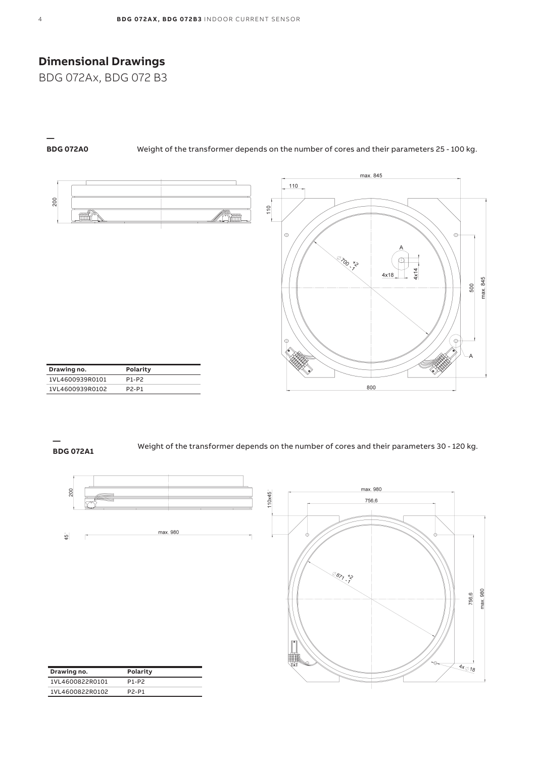# Dimensional Drawings

BDG 072Ax, BDG 072 B3

## BDG 072A0

Weight of the transformer depends on the number of cores and their parameters 25 - 100 kg.

| Drawing no. | Polarity |
| --- | --- |
| 1VL4600939R0101 | P1-P2 |
| 1VL4600939R0102 | P2-P1 |

## BDG 072A1

Weight of the transformer depends on the number of cores and their parameters 30 - 120 kg.

| Drawing no. | Polarity |
| --- | --- |
| 1VL4600822R0101 | P1-P2 |
| 1VL4600822R0102 | P2-P1 |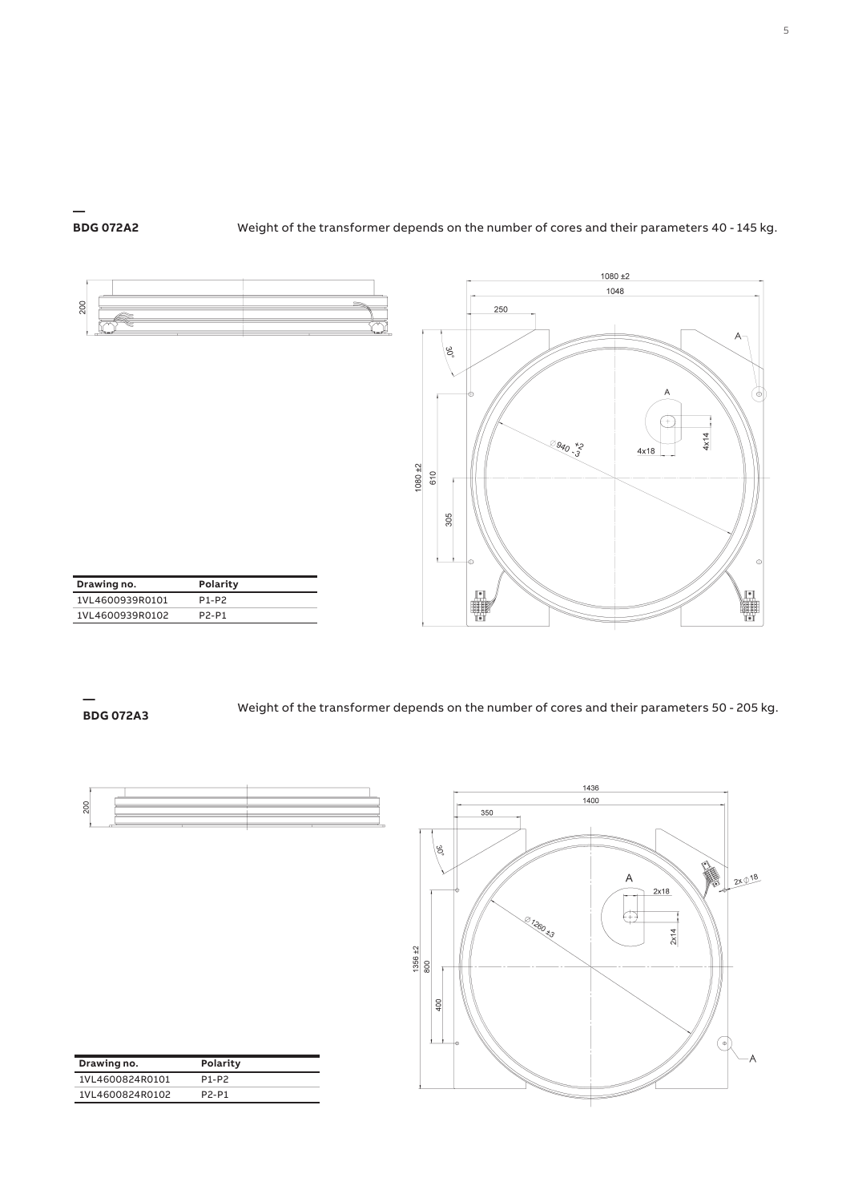## BDG 072A2

Weight of the transformer depends on the number of cores and their parameters 40 - 145 kg.

| Drawing no. | Polarity |
|---|---|
| 1VL4600939R0101 | P1-P2 |
| 1VL4600939R0102 | P2-P1 |

## BDG 072A3

Weight of the transformer depends on the number of cores and their parameters 50 - 205 kg.

| Drawing no. | Polarity |
|---|---|
| 1VL4600824R0101 | P1-P2 |
| 1VL4600824R0102 | P2-P1 |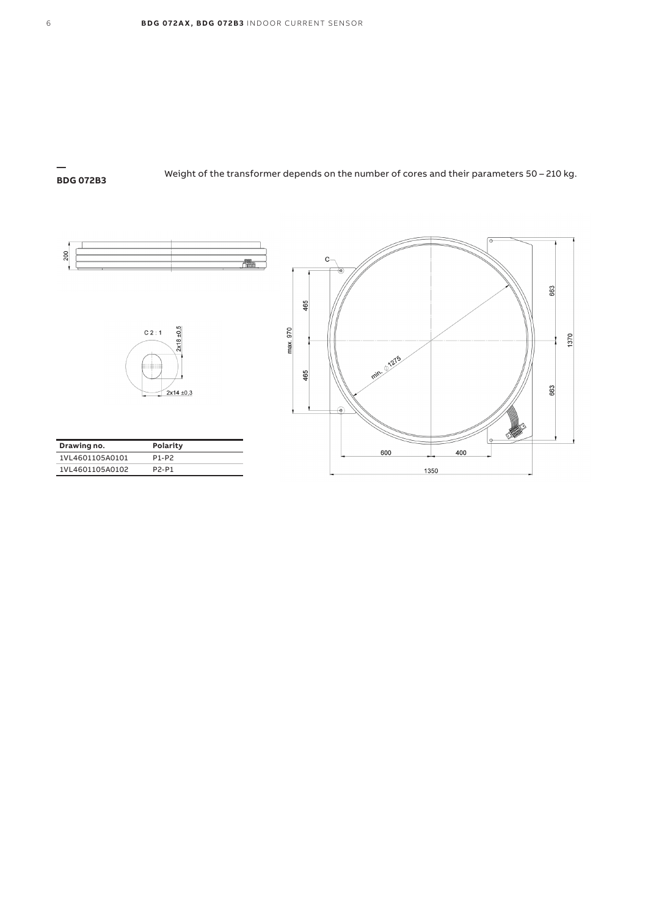## BDG 072B3

Weight of the transformer depends on the number of cores and their parameters 50 – 210 kg.

| Drawing no. | Polarity |
| --- | --- |
| 1VL4601105A0101 | P1-P2 |
| 1VL4601105A0102 | P2-P1 |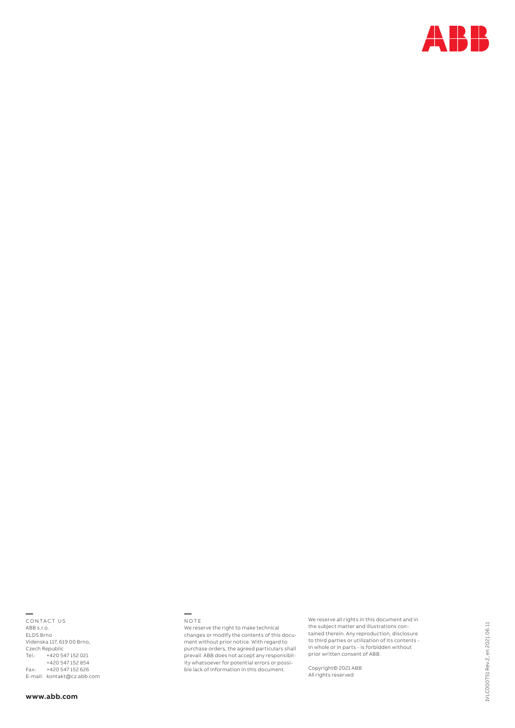CONTACT US

ABB s.r.o.
ELDS Brno
Videnska 117, 619 00 Brno,
Czech Republic
Tel.: +420 547 152 021
+420 547 152 854
Fax: +420 547 152 626
E-mail: kontakt@cz.abb.com

**www.abb.com**

NOTE

We reserve the right to make technical changes or modify the contents of this document without prior notice. With regard to purchase orders, the agreed particulars shall prevail. ABB does not accept any responsibility whatsoever for potential errors or possible lack of information in this document.

We reserve all rights in this document and in the subject matter and illustrations contained therein. Any reproduction, disclosure to third parties or utilization of its contents - in whole or in parts - is forbidden without prior written consent of ABB.

Copyright© 2021 ABB
All rights reserved

1VLC000751 Rev.2, en 2021.06.11